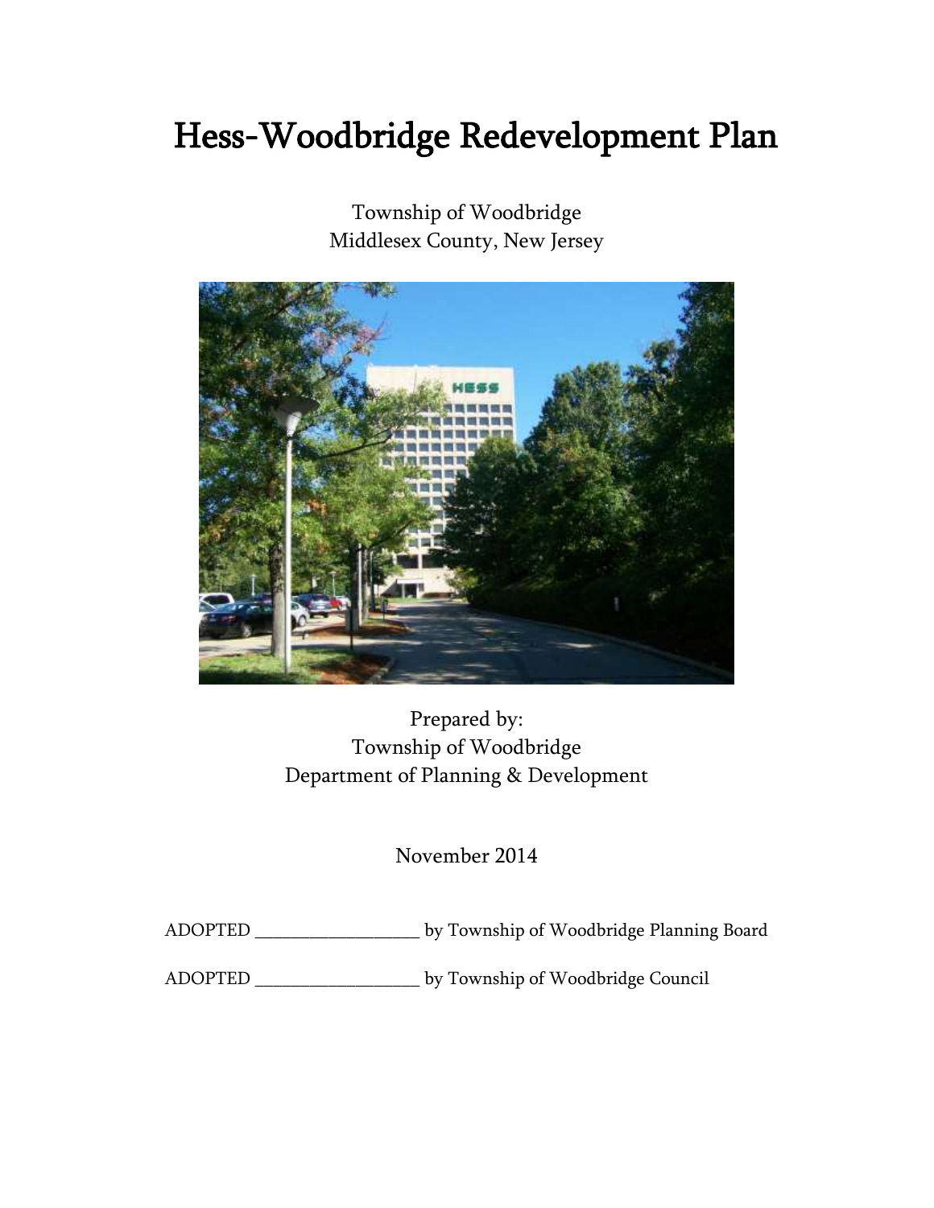# Hess-Woodbridge Redevelopment Plan

Township of Woodbridge
Middlesex County, New Jersey

Prepared by:
Township of Woodbridge
Department of Planning & Development

November 2014

ADOPTED __________________ by Township of Woodbridge Planning Board

ADOPTED __________________ by Township of Woodbridge Council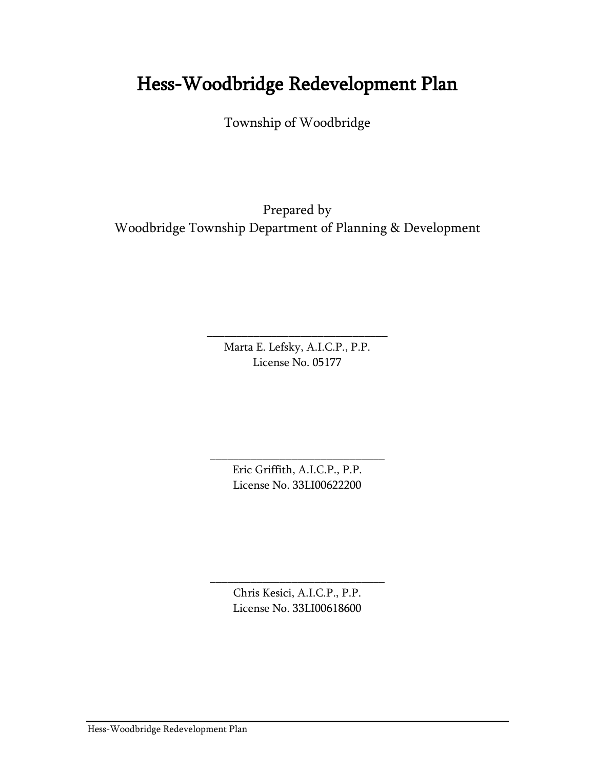# Hess-Woodbridge Redevelopment Plan

Township of Woodbridge

Prepared by
Woodbridge Township Department of Planning & Development

_______________________________
Marta E. Lefsky, A.I.C.P., P.P.
License No. 05177

_______________________________
Eric Griffith, A.I.C.P., P.P.
License No. 33LI00622200

_______________________________
Chris Kesici, A.I.C.P., P.P.
License No. 33LI00618600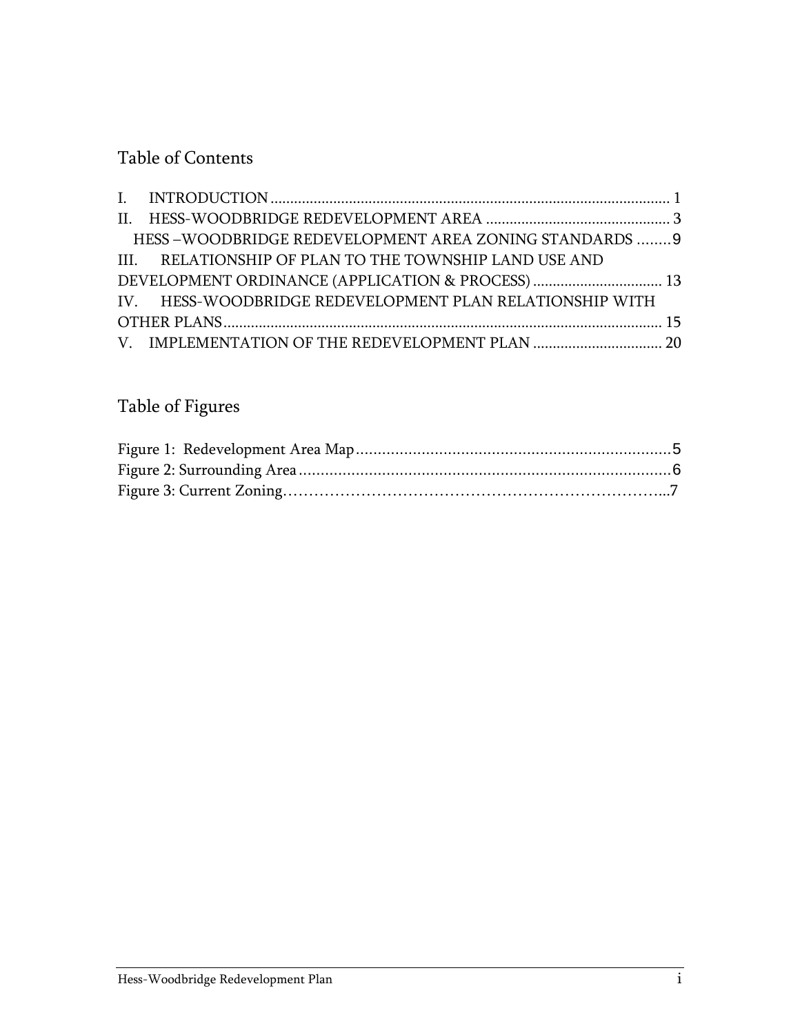## Table of Contents

I. INTRODUCTION ..................................................................................................... 1
II. HESS-WOODBRIDGE REDEVELOPMENT AREA ............................................... 3
  HESS –WOODBRIDGE REDEVELOPMENT AREA ZONING STANDARDS ........9
III. RELATIONSHIP OF PLAN TO THE TOWNSHIP LAND USE AND DEVELOPMENT ORDINANCE (APPLICATION & PROCESS) ................................. 13
IV. HESS-WOODBRIDGE REDEVELOPMENT PLAN RELATIONSHIP WITH OTHER PLANS ............................................................................................................... 15
V. IMPLEMENTATION OF THE REDEVELOPMENT PLAN ................................. 20

## Table of Figures

Figure 1: Redevelopment Area Map ........................................................................5
Figure 2: Surrounding Area .......................................................................................6
Figure 3: Current Zoning……………………………………………………………...7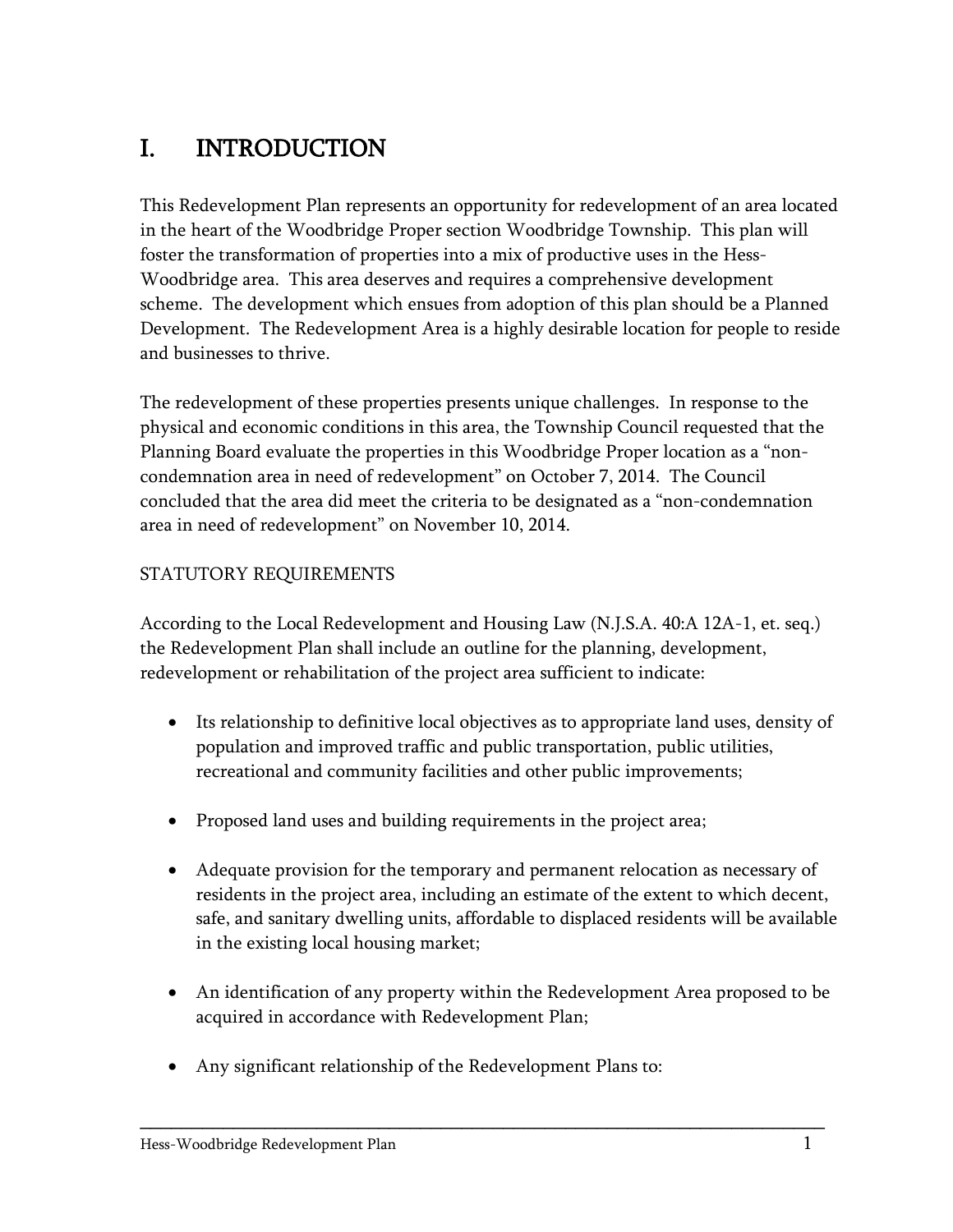# I. INTRODUCTION

This Redevelopment Plan represents an opportunity for redevelopment of an area located in the heart of the Woodbridge Proper section Woodbridge Township. This plan will foster the transformation of properties into a mix of productive uses in the Hess-Woodbridge area. This area deserves and requires a comprehensive development scheme. The development which ensues from adoption of this plan should be a Planned Development. The Redevelopment Area is a highly desirable location for people to reside and businesses to thrive.

The redevelopment of these properties presents unique challenges. In response to the physical and economic conditions in this area, the Township Council requested that the Planning Board evaluate the properties in this Woodbridge Proper location as a "non-condemnation area in need of redevelopment" on October 7, 2014. The Council concluded that the area did meet the criteria to be designated as a "non-condemnation area in need of redevelopment" on November 10, 2014.

STATUTORY REQUIREMENTS

According to the Local Redevelopment and Housing Law (N.J.S.A. 40:A 12A-1, et. seq.) the Redevelopment Plan shall include an outline for the planning, development, redevelopment or rehabilitation of the project area sufficient to indicate:

- Its relationship to definitive local objectives as to appropriate land uses, density of population and improved traffic and public transportation, public utilities, recreational and community facilities and other public improvements;

- Proposed land uses and building requirements in the project area;

- Adequate provision for the temporary and permanent relocation as necessary of residents in the project area, including an estimate of the extent to which decent, safe, and sanitary dwelling units, affordable to displaced residents will be available in the existing local housing market;

- An identification of any property within the Redevelopment Area proposed to be acquired in accordance with Redevelopment Plan;

- Any significant relationship of the Redevelopment Plans to: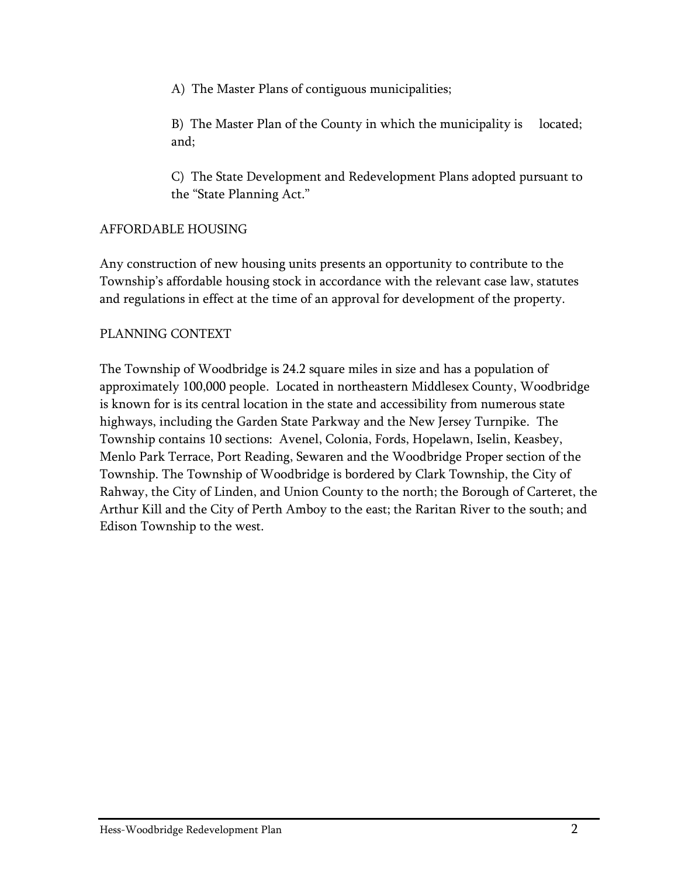A) The Master Plans of contiguous municipalities;

B) The Master Plan of the County in which the municipality is located; and;

C) The State Development and Redevelopment Plans adopted pursuant to the "State Planning Act."

## AFFORDABLE HOUSING

Any construction of new housing units presents an opportunity to contribute to the Township's affordable housing stock in accordance with the relevant case law, statutes and regulations in effect at the time of an approval for development of the property.

## PLANNING CONTEXT

The Township of Woodbridge is 24.2 square miles in size and has a population of approximately 100,000 people. Located in northeastern Middlesex County, Woodbridge is known for is its central location in the state and accessibility from numerous state highways, including the Garden State Parkway and the New Jersey Turnpike. The Township contains 10 sections: Avenel, Colonia, Fords, Hopelawn, Iselin, Keasbey, Menlo Park Terrace, Port Reading, Sewaren and the Woodbridge Proper section of the Township. The Township of Woodbridge is bordered by Clark Township, the City of Rahway, the City of Linden, and Union County to the north; the Borough of Carteret, the Arthur Kill and the City of Perth Amboy to the east; the Raritan River to the south; and Edison Township to the west.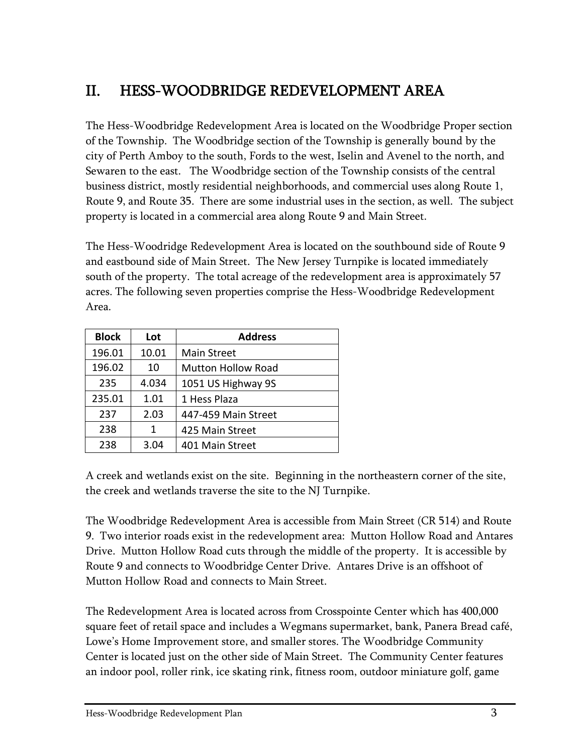## II. HESS-WOODBRIDGE REDEVELOPMENT AREA

The Hess-Woodbridge Redevelopment Area is located on the Woodbridge Proper section of the Township. The Woodbridge section of the Township is generally bound by the city of Perth Amboy to the south, Fords to the west, Iselin and Avenel to the north, and Sewaren to the east. The Woodbridge section of the Township consists of the central business district, mostly residential neighborhoods, and commercial uses along Route 1, Route 9, and Route 35. There are some industrial uses in the section, as well. The subject property is located in a commercial area along Route 9 and Main Street.

The Hess-Woodridge Redevelopment Area is located on the southbound side of Route 9 and eastbound side of Main Street. The New Jersey Turnpike is located immediately south of the property. The total acreage of the redevelopment area is approximately 57 acres. The following seven properties comprise the Hess-Woodbridge Redevelopment Area.

| Block | Lot | Address |
|---|---|---|
| 196.01 | 10.01 | Main Street |
| 196.02 | 10 | Mutton Hollow Road |
| 235 | 4.034 | 1051 US Highway 9S |
| 235.01 | 1.01 | 1 Hess Plaza |
| 237 | 2.03 | 447-459 Main Street |
| 238 | 1 | 425 Main Street |
| 238 | 3.04 | 401 Main Street |

A creek and wetlands exist on the site. Beginning in the northeastern corner of the site, the creek and wetlands traverse the site to the NJ Turnpike.

The Woodbridge Redevelopment Area is accessible from Main Street (CR 514) and Route 9. Two interior roads exist in the redevelopment area: Mutton Hollow Road and Antares Drive. Mutton Hollow Road cuts through the middle of the property. It is accessible by Route 9 and connects to Woodbridge Center Drive. Antares Drive is an offshoot of Mutton Hollow Road and connects to Main Street.

The Redevelopment Area is located across from Crosspointe Center which has 400,000 square feet of retail space and includes a Wegmans supermarket, bank, Panera Bread café, Lowe's Home Improvement store, and smaller stores. The Woodbridge Community Center is located just on the other side of Main Street. The Community Center features an indoor pool, roller rink, ice skating rink, fitness room, outdoor miniature golf, game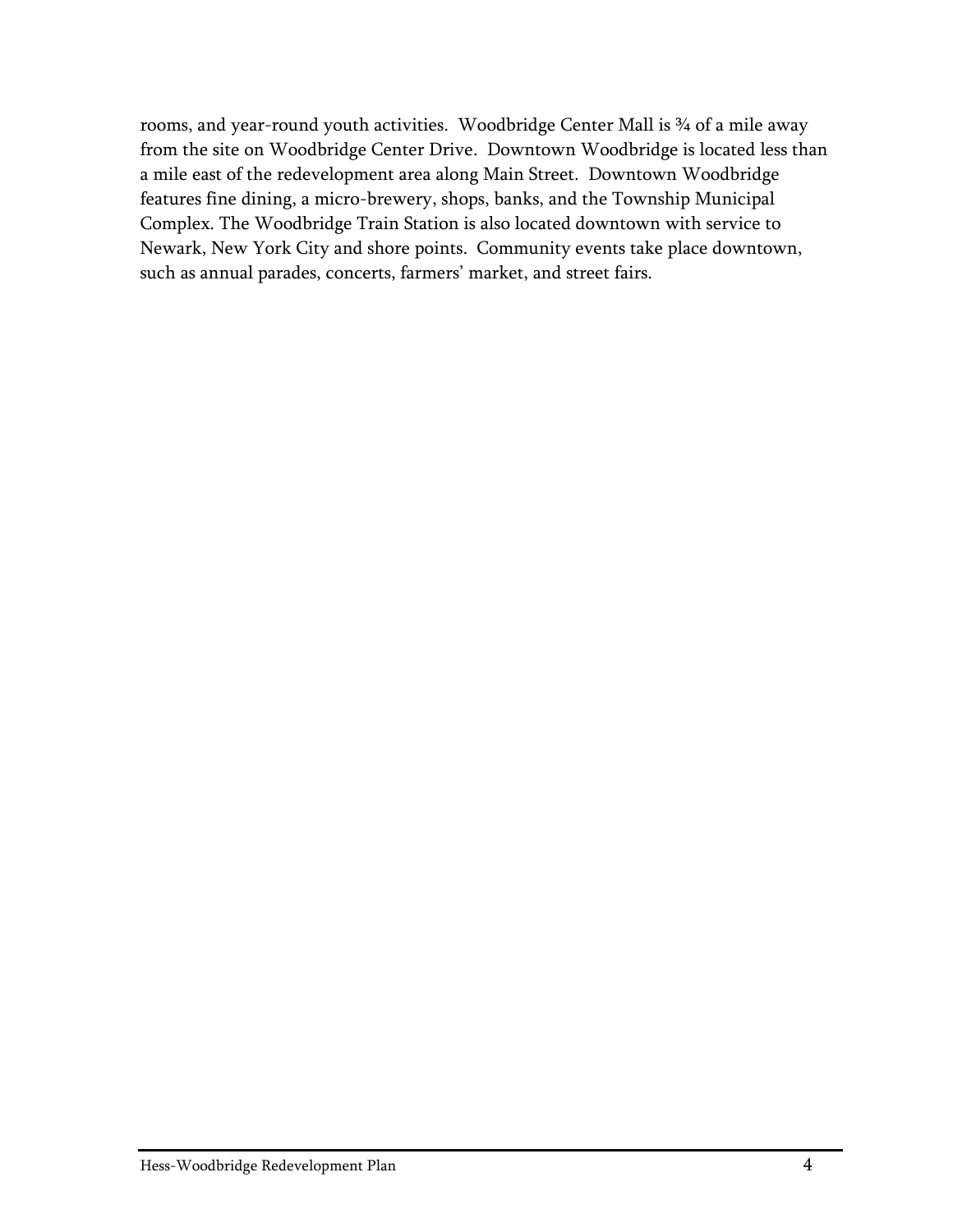rooms, and year-round youth activities. Woodbridge Center Mall is ¾ of a mile away from the site on Woodbridge Center Drive. Downtown Woodbridge is located less than a mile east of the redevelopment area along Main Street. Downtown Woodbridge features fine dining, a micro-brewery, shops, banks, and the Township Municipal Complex. The Woodbridge Train Station is also located downtown with service to Newark, New York City and shore points. Community events take place downtown, such as annual parades, concerts, farmers' market, and street fairs.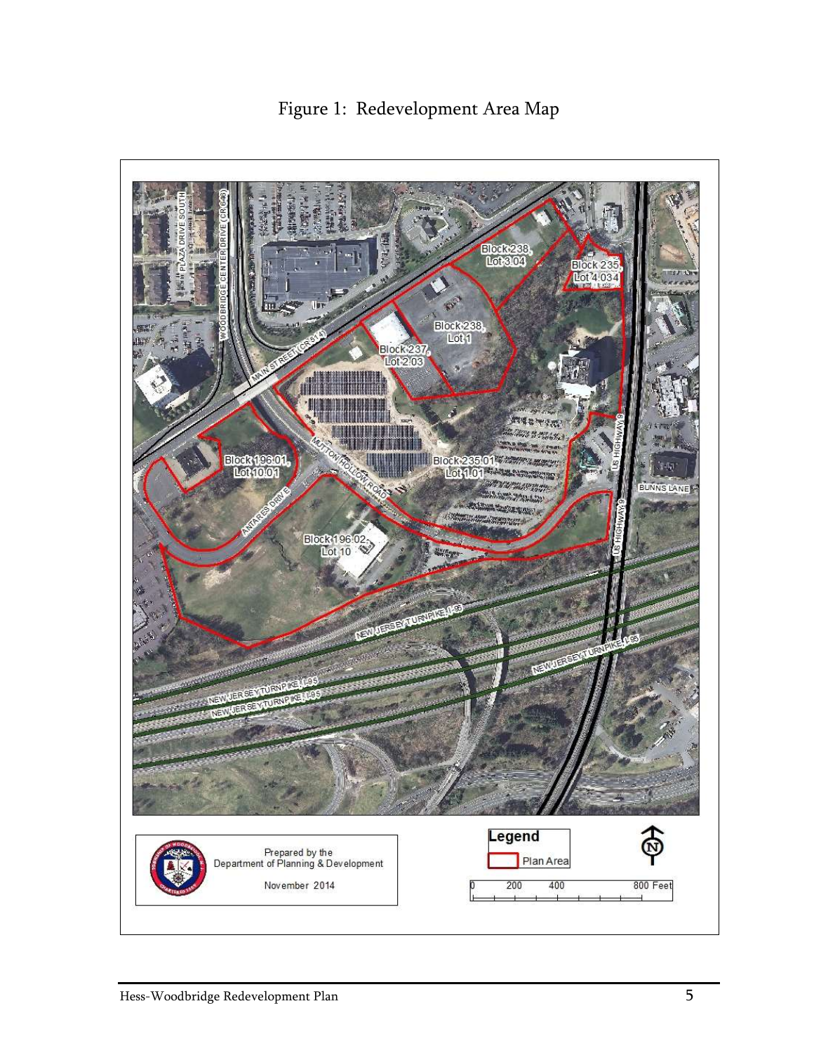Figure 1: Redevelopment Area Map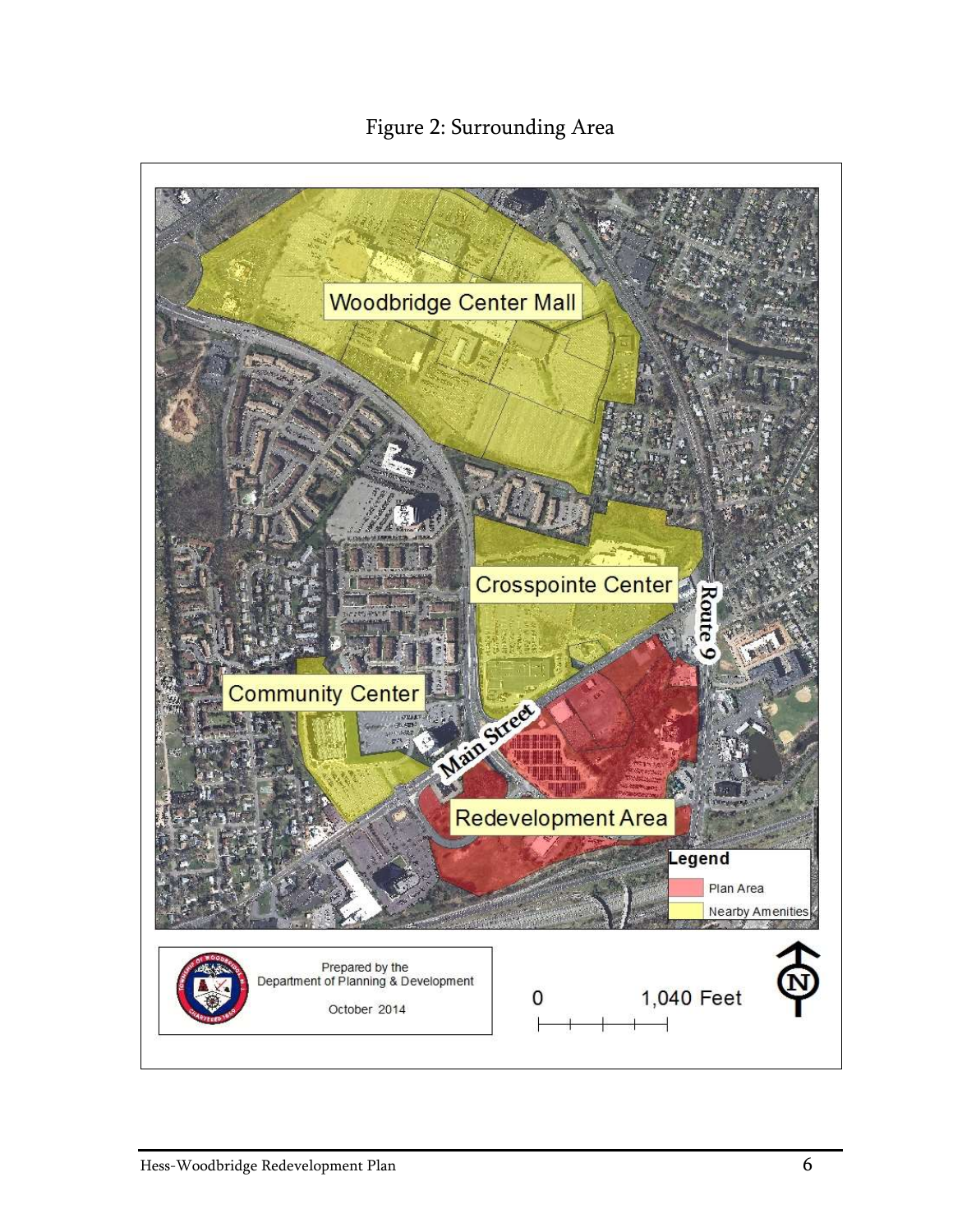Figure 2: Surrounding Area

Woodbridge Center Mall

Crosspointe Center

Route 9

Community Center

Main Street

Redevelopment Area

Legend

Plan Area

Nearby Amenities

Prepared by the Department of Planning & Development

October 2014

0 1,040 Feet

N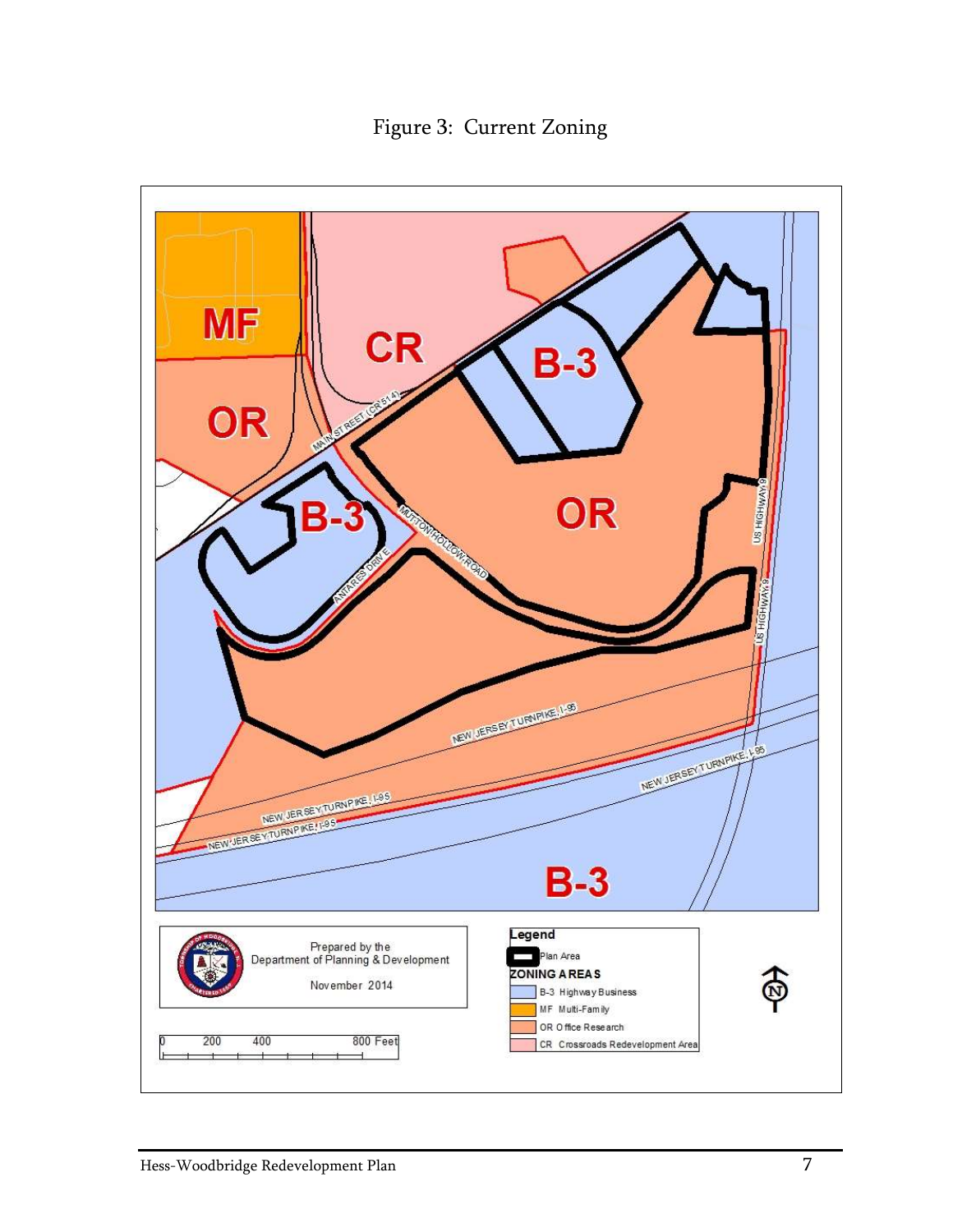# Figure 3: Current Zoning

MF

CR

OR

B-3

B-3

OR

B-3

MAIN STREET (CR 514)

MUTTON HOLLOW ROAD

ANTARES DRIVE

US HIGHWAY 9

US HIGHWAY 9

NEW JERSEY TURNPIKE, I-95

NEW JERSEY TURNPIKE, I-95

NEW JERSEY TURNPIKE, I-95

NEW JERSEY TURNPIKE, I-95

Prepared by the
Department of Planning & Development

November 2014

0 200 400 800 Feet

**Legend**

Plan Area

**ZONING AREAS**

- B-3 Highway Business
- MF Multi-Family
- OR Office Research
- CR Crossroads Redevelopment Area

N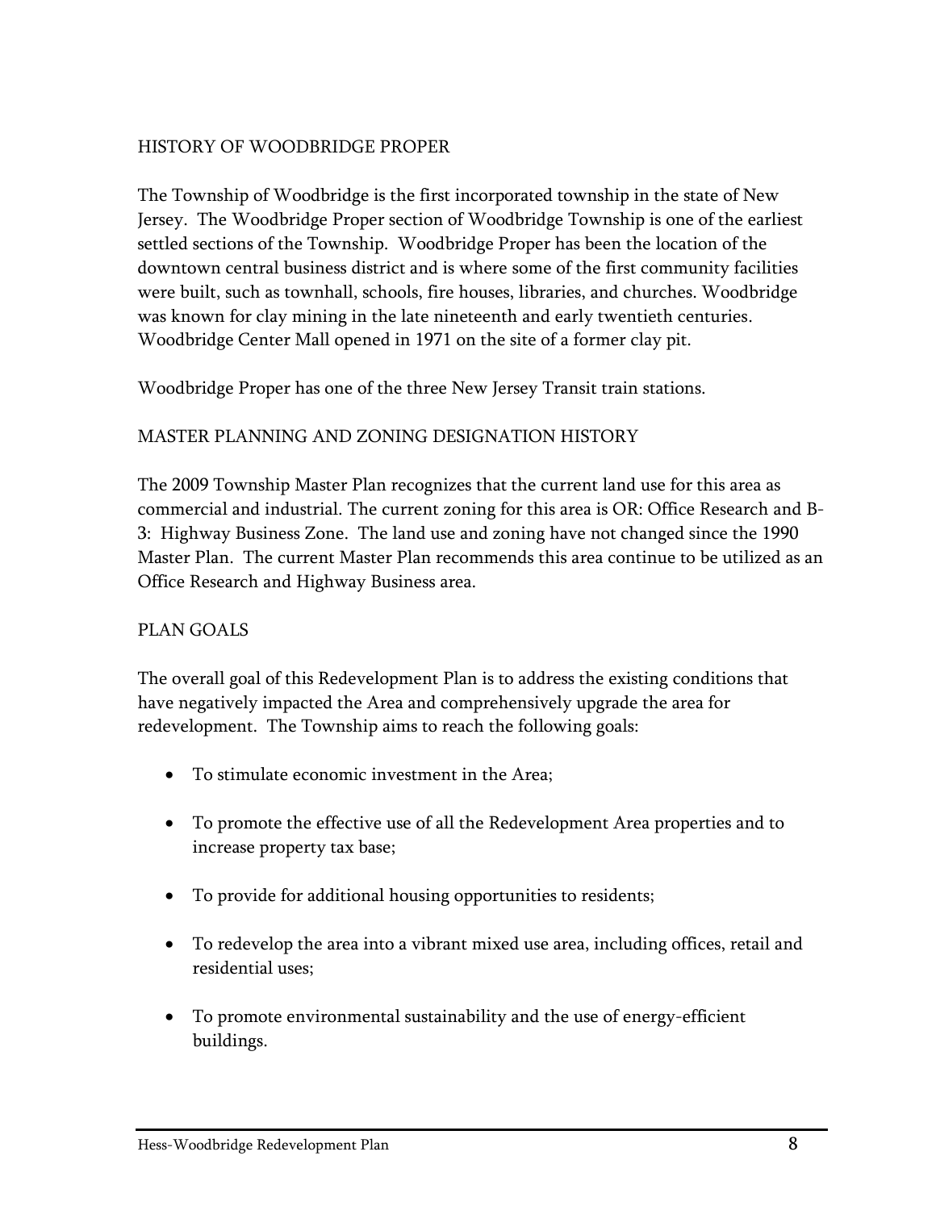## HISTORY OF WOODBRIDGE PROPER

The Township of Woodbridge is the first incorporated township in the state of New Jersey. The Woodbridge Proper section of Woodbridge Township is one of the earliest settled sections of the Township. Woodbridge Proper has been the location of the downtown central business district and is where some of the first community facilities were built, such as townhall, schools, fire houses, libraries, and churches. Woodbridge was known for clay mining in the late nineteenth and early twentieth centuries. Woodbridge Center Mall opened in 1971 on the site of a former clay pit.

Woodbridge Proper has one of the three New Jersey Transit train stations.

## MASTER PLANNING AND ZONING DESIGNATION HISTORY

The 2009 Township Master Plan recognizes that the current land use for this area as commercial and industrial. The current zoning for this area is OR: Office Research and B-3: Highway Business Zone. The land use and zoning have not changed since the 1990 Master Plan. The current Master Plan recommends this area continue to be utilized as an Office Research and Highway Business area.

## PLAN GOALS

The overall goal of this Redevelopment Plan is to address the existing conditions that have negatively impacted the Area and comprehensively upgrade the area for redevelopment. The Township aims to reach the following goals:

- To stimulate economic investment in the Area;
- To promote the effective use of all the Redevelopment Area properties and to increase property tax base;
- To provide for additional housing opportunities to residents;
- To redevelop the area into a vibrant mixed use area, including offices, retail and residential uses;
- To promote environmental sustainability and the use of energy-efficient buildings.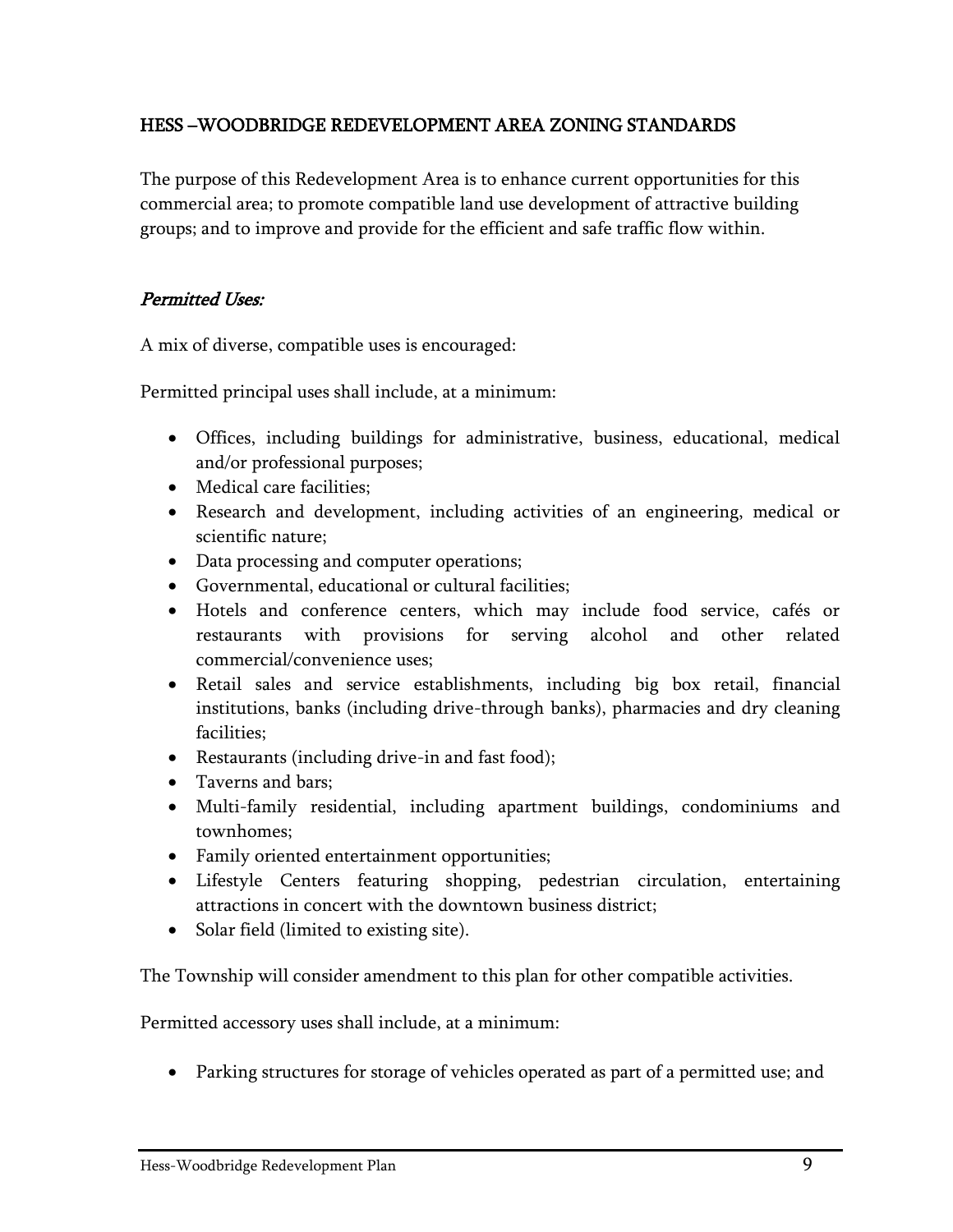## HESS –WOODBRIDGE REDEVELOPMENT AREA ZONING STANDARDS

The purpose of this Redevelopment Area is to enhance current opportunities for this commercial area; to promote compatible land use development of attractive building groups; and to improve and provide for the efficient and safe traffic flow within.

### *Permitted Uses:*

A mix of diverse, compatible uses is encouraged:

Permitted principal uses shall include, at a minimum:

- Offices, including buildings for administrative, business, educational, medical and/or professional purposes;
- Medical care facilities;
- Research and development, including activities of an engineering, medical or scientific nature;
- Data processing and computer operations;
- Governmental, educational or cultural facilities;
- Hotels and conference centers, which may include food service, cafés or restaurants with provisions for serving alcohol and other related commercial/convenience uses;
- Retail sales and service establishments, including big box retail, financial institutions, banks (including drive-through banks), pharmacies and dry cleaning facilities;
- Restaurants (including drive-in and fast food);
- Taverns and bars;
- Multi-family residential, including apartment buildings, condominiums and townhomes;
- Family oriented entertainment opportunities;
- Lifestyle Centers featuring shopping, pedestrian circulation, entertaining attractions in concert with the downtown business district;
- Solar field (limited to existing site).

The Township will consider amendment to this plan for other compatible activities.

Permitted accessory uses shall include, at a minimum:

- Parking structures for storage of vehicles operated as part of a permitted use; and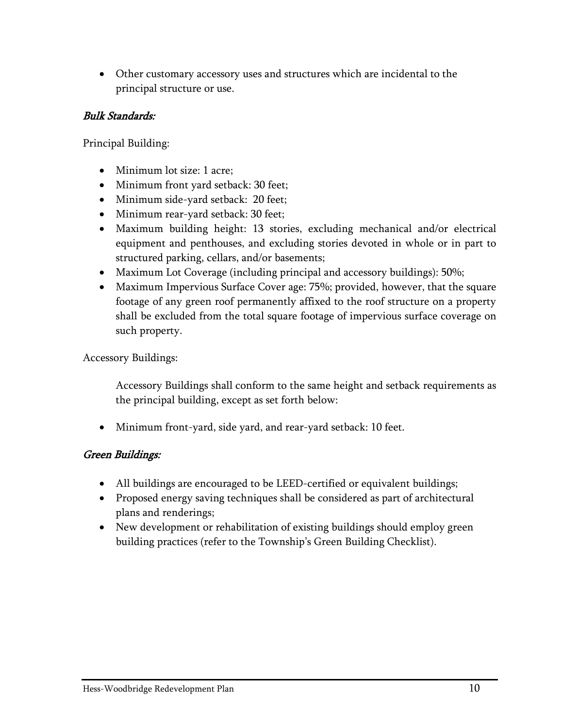- Other customary accessory uses and structures which are incidental to the principal structure or use.

### *Bulk Standards:*

Principal Building:

- Minimum lot size: 1 acre;
- Minimum front yard setback: 30 feet;
- Minimum side-yard setback: 20 feet;
- Minimum rear-yard setback: 30 feet;
- Maximum building height: 13 stories, excluding mechanical and/or electrical equipment and penthouses, and excluding stories devoted in whole or in part to structured parking, cellars, and/or basements;
- Maximum Lot Coverage (including principal and accessory buildings): 50%;
- Maximum Impervious Surface Cover age: 75%; provided, however, that the square footage of any green roof permanently affixed to the roof structure on a property shall be excluded from the total square footage of impervious surface coverage on such property.

Accessory Buildings:

Accessory Buildings shall conform to the same height and setback requirements as the principal building, except as set forth below:

- Minimum front-yard, side yard, and rear-yard setback: 10 feet.

### *Green Buildings:*

- All buildings are encouraged to be LEED-certified or equivalent buildings;
- Proposed energy saving techniques shall be considered as part of architectural plans and renderings;
- New development or rehabilitation of existing buildings should employ green building practices (refer to the Township's Green Building Checklist).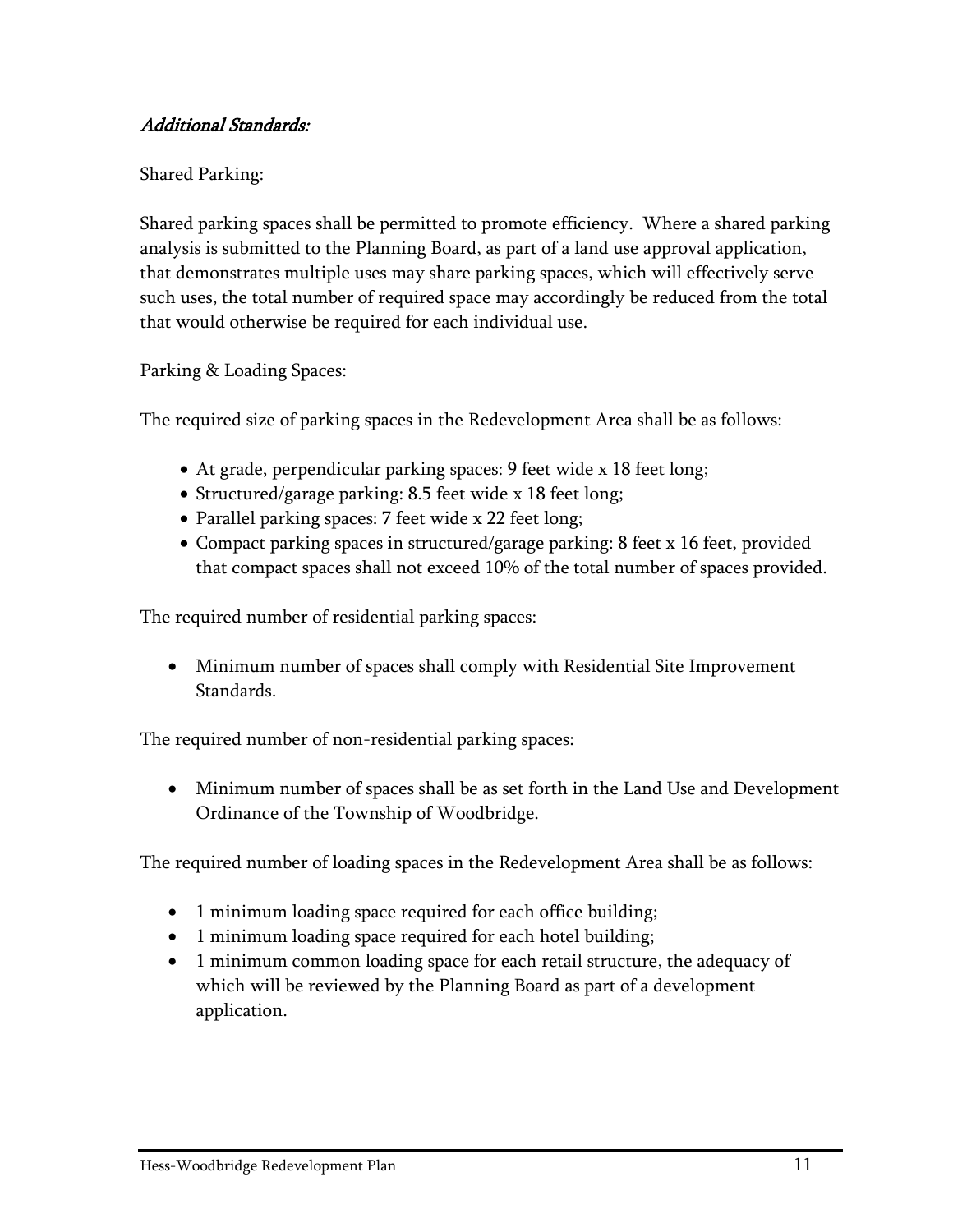### *Additional Standards:*

Shared Parking:

Shared parking spaces shall be permitted to promote efficiency. Where a shared parking analysis is submitted to the Planning Board, as part of a land use approval application, that demonstrates multiple uses may share parking spaces, which will effectively serve such uses, the total number of required space may accordingly be reduced from the total that would otherwise be required for each individual use.

Parking & Loading Spaces:

The required size of parking spaces in the Redevelopment Area shall be as follows:

- At grade, perpendicular parking spaces: 9 feet wide x 18 feet long;
- Structured/garage parking: 8.5 feet wide x 18 feet long;
- Parallel parking spaces: 7 feet wide x 22 feet long;
- Compact parking spaces in structured/garage parking: 8 feet x 16 feet, provided that compact spaces shall not exceed 10% of the total number of spaces provided.

The required number of residential parking spaces:

- Minimum number of spaces shall comply with Residential Site Improvement Standards.

The required number of non-residential parking spaces:

- Minimum number of spaces shall be as set forth in the Land Use and Development Ordinance of the Township of Woodbridge.

The required number of loading spaces in the Redevelopment Area shall be as follows:

- 1 minimum loading space required for each office building;
- 1 minimum loading space required for each hotel building;
- 1 minimum common loading space for each retail structure, the adequacy of which will be reviewed by the Planning Board as part of a development application.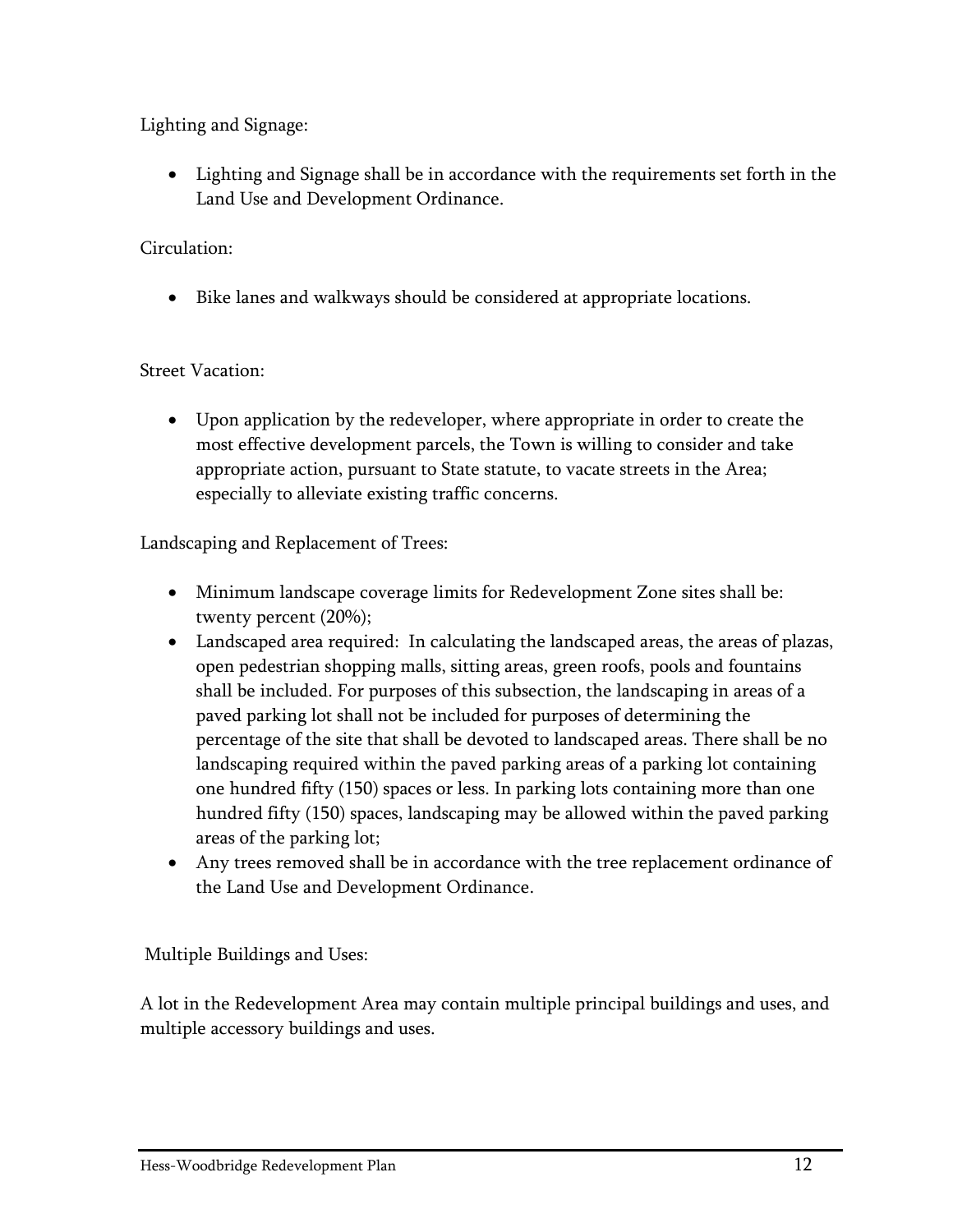Lighting and Signage:

- Lighting and Signage shall be in accordance with the requirements set forth in the Land Use and Development Ordinance.

Circulation:

- Bike lanes and walkways should be considered at appropriate locations.

Street Vacation:

- Upon application by the redeveloper, where appropriate in order to create the most effective development parcels, the Town is willing to consider and take appropriate action, pursuant to State statute, to vacate streets in the Area; especially to alleviate existing traffic concerns.

Landscaping and Replacement of Trees:

- Minimum landscape coverage limits for Redevelopment Zone sites shall be: twenty percent (20%);
- Landscaped area required: In calculating the landscaped areas, the areas of plazas, open pedestrian shopping malls, sitting areas, green roofs, pools and fountains shall be included. For purposes of this subsection, the landscaping in areas of a paved parking lot shall not be included for purposes of determining the percentage of the site that shall be devoted to landscaped areas. There shall be no landscaping required within the paved parking areas of a parking lot containing one hundred fifty (150) spaces or less. In parking lots containing more than one hundred fifty (150) spaces, landscaping may be allowed within the paved parking areas of the parking lot;
- Any trees removed shall be in accordance with the tree replacement ordinance of the Land Use and Development Ordinance.

Multiple Buildings and Uses:

A lot in the Redevelopment Area may contain multiple principal buildings and uses, and multiple accessory buildings and uses.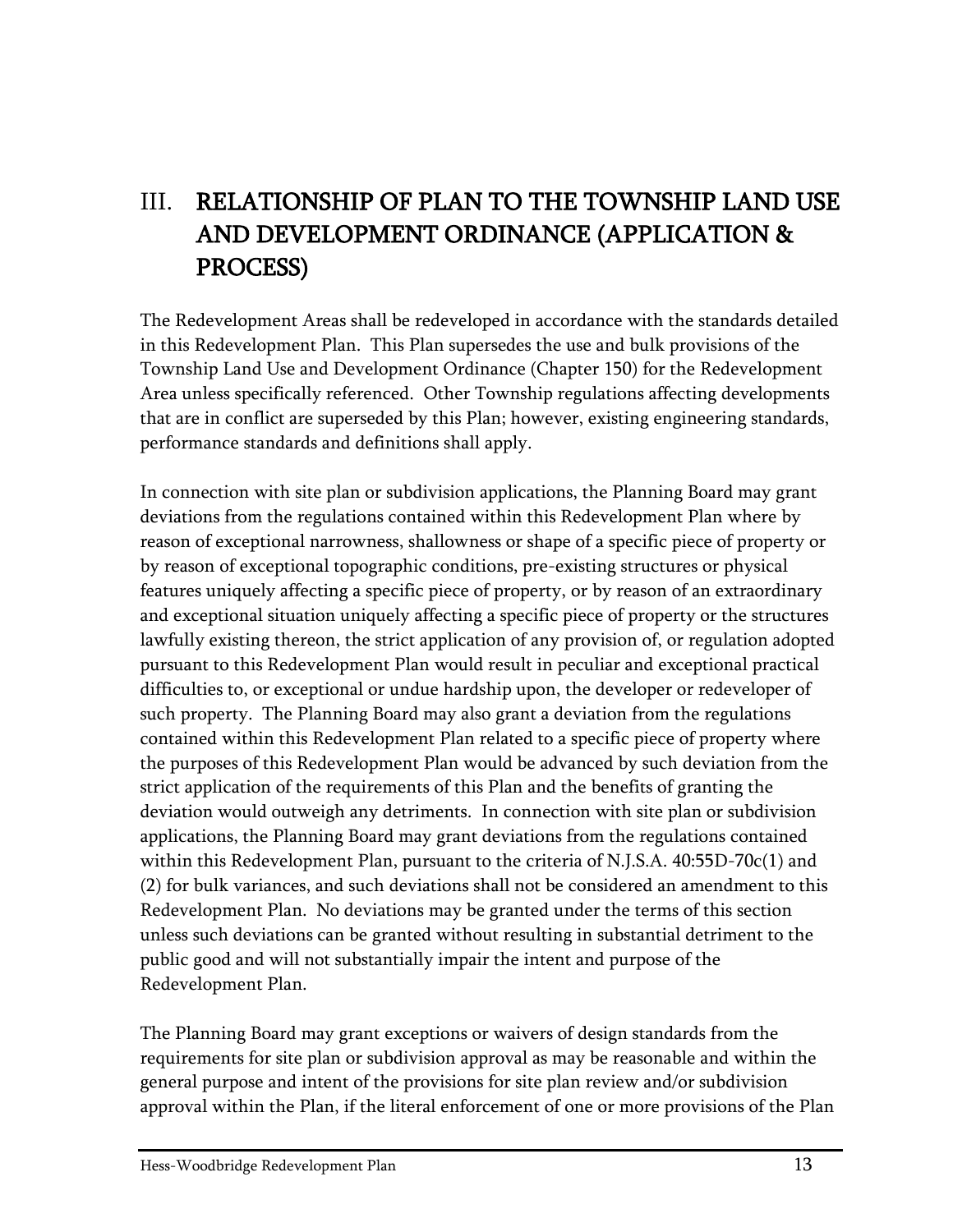# III. RELATIONSHIP OF PLAN TO THE TOWNSHIP LAND USE AND DEVELOPMENT ORDINANCE (APPLICATION & PROCESS)

The Redevelopment Areas shall be redeveloped in accordance with the standards detailed in this Redevelopment Plan. This Plan supersedes the use and bulk provisions of the Township Land Use and Development Ordinance (Chapter 150) for the Redevelopment Area unless specifically referenced. Other Township regulations affecting developments that are in conflict are superseded by this Plan; however, existing engineering standards, performance standards and definitions shall apply.

In connection with site plan or subdivision applications, the Planning Board may grant deviations from the regulations contained within this Redevelopment Plan where by reason of exceptional narrowness, shallowness or shape of a specific piece of property or by reason of exceptional topographic conditions, pre-existing structures or physical features uniquely affecting a specific piece of property, or by reason of an extraordinary and exceptional situation uniquely affecting a specific piece of property or the structures lawfully existing thereon, the strict application of any provision of, or regulation adopted pursuant to this Redevelopment Plan would result in peculiar and exceptional practical difficulties to, or exceptional or undue hardship upon, the developer or redeveloper of such property. The Planning Board may also grant a deviation from the regulations contained within this Redevelopment Plan related to a specific piece of property where the purposes of this Redevelopment Plan would be advanced by such deviation from the strict application of the requirements of this Plan and the benefits of granting the deviation would outweigh any detriments. In connection with site plan or subdivision applications, the Planning Board may grant deviations from the regulations contained within this Redevelopment Plan, pursuant to the criteria of N.J.S.A. 40:55D-70c(1) and (2) for bulk variances, and such deviations shall not be considered an amendment to this Redevelopment Plan. No deviations may be granted under the terms of this section unless such deviations can be granted without resulting in substantial detriment to the public good and will not substantially impair the intent and purpose of the Redevelopment Plan.

The Planning Board may grant exceptions or waivers of design standards from the requirements for site plan or subdivision approval as may be reasonable and within the general purpose and intent of the provisions for site plan review and/or subdivision approval within the Plan, if the literal enforcement of one or more provisions of the Plan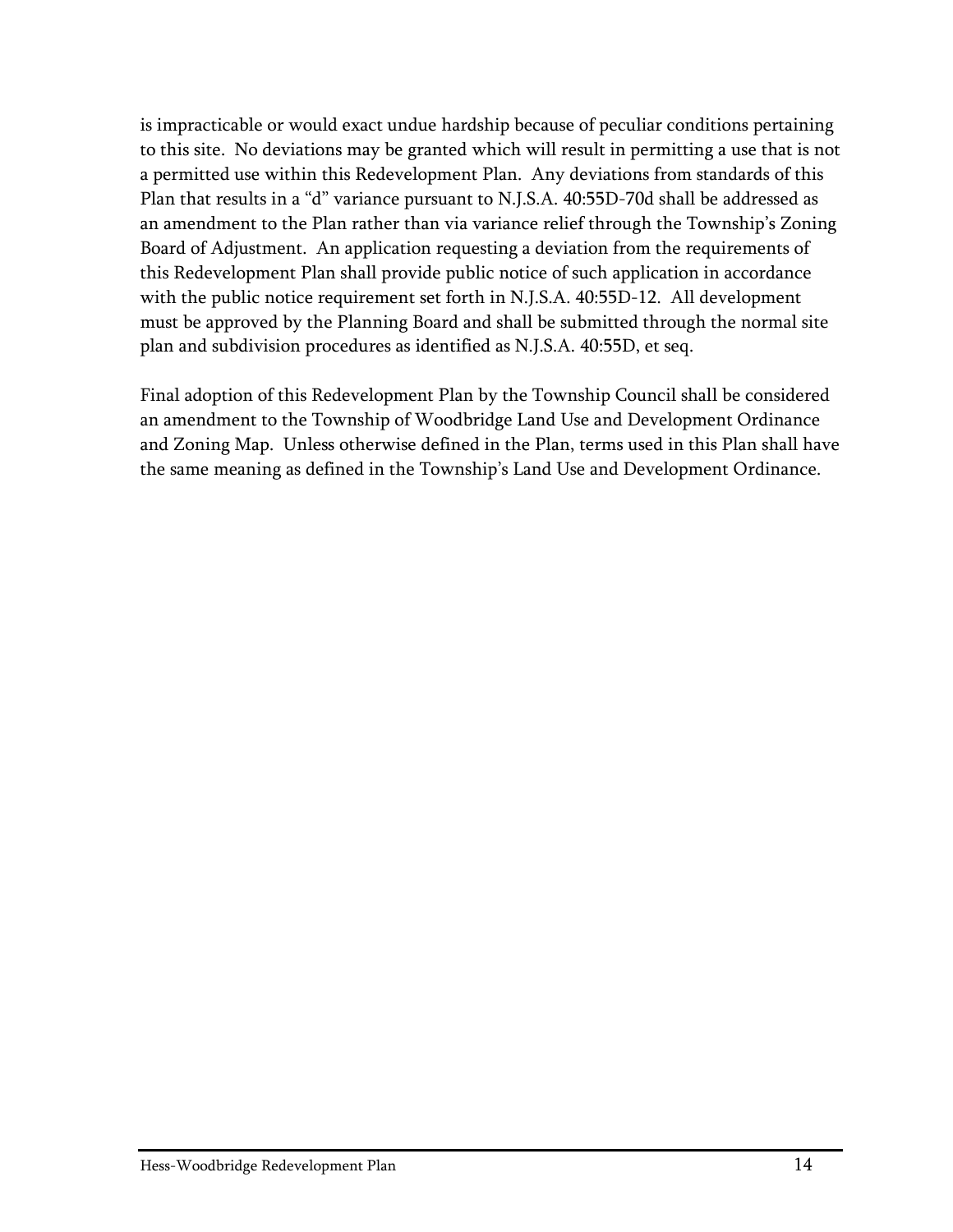is impracticable or would exact undue hardship because of peculiar conditions pertaining to this site. No deviations may be granted which will result in permitting a use that is not a permitted use within this Redevelopment Plan. Any deviations from standards of this Plan that results in a "d" variance pursuant to N.J.S.A. 40:55D-70d shall be addressed as an amendment to the Plan rather than via variance relief through the Township's Zoning Board of Adjustment. An application requesting a deviation from the requirements of this Redevelopment Plan shall provide public notice of such application in accordance with the public notice requirement set forth in N.J.S.A. 40:55D-12. All development must be approved by the Planning Board and shall be submitted through the normal site plan and subdivision procedures as identified as N.J.S.A. 40:55D, et seq.

Final adoption of this Redevelopment Plan by the Township Council shall be considered an amendment to the Township of Woodbridge Land Use and Development Ordinance and Zoning Map. Unless otherwise defined in the Plan, terms used in this Plan shall have the same meaning as defined in the Township's Land Use and Development Ordinance.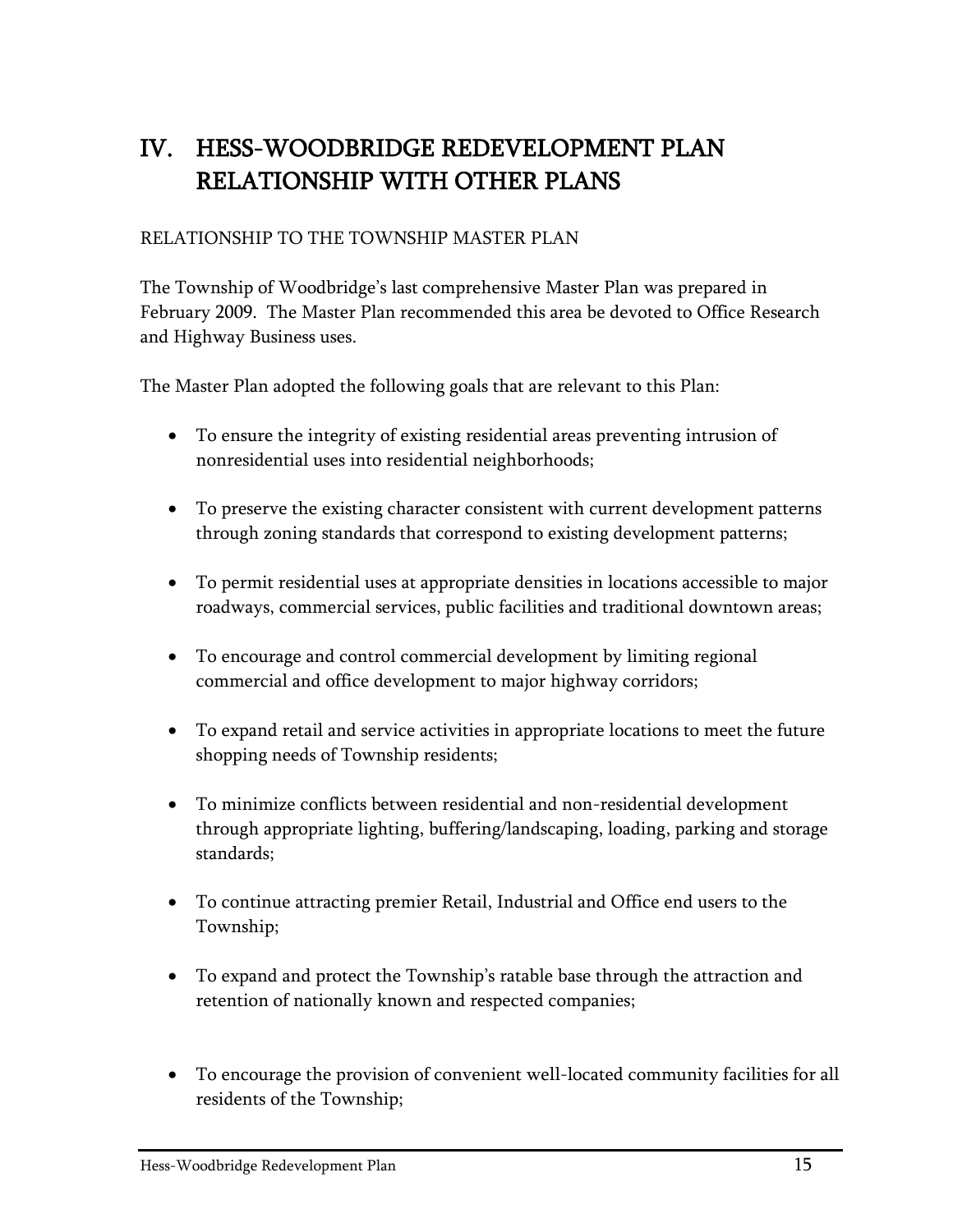# IV. HESS-WOODBRIDGE REDEVELOPMENT PLAN RELATIONSHIP WITH OTHER PLANS

RELATIONSHIP TO THE TOWNSHIP MASTER PLAN

The Township of Woodbridge's last comprehensive Master Plan was prepared in February 2009. The Master Plan recommended this area be devoted to Office Research and Highway Business uses.

The Master Plan adopted the following goals that are relevant to this Plan:

- To ensure the integrity of existing residential areas preventing intrusion of nonresidential uses into residential neighborhoods;
- To preserve the existing character consistent with current development patterns through zoning standards that correspond to existing development patterns;
- To permit residential uses at appropriate densities in locations accessible to major roadways, commercial services, public facilities and traditional downtown areas;
- To encourage and control commercial development by limiting regional commercial and office development to major highway corridors;
- To expand retail and service activities in appropriate locations to meet the future shopping needs of Township residents;
- To minimize conflicts between residential and non-residential development through appropriate lighting, buffering/landscaping, loading, parking and storage standards;
- To continue attracting premier Retail, Industrial and Office end users to the Township;
- To expand and protect the Township's ratable base through the attraction and retention of nationally known and respected companies;
- To encourage the provision of convenient well-located community facilities for all residents of the Township;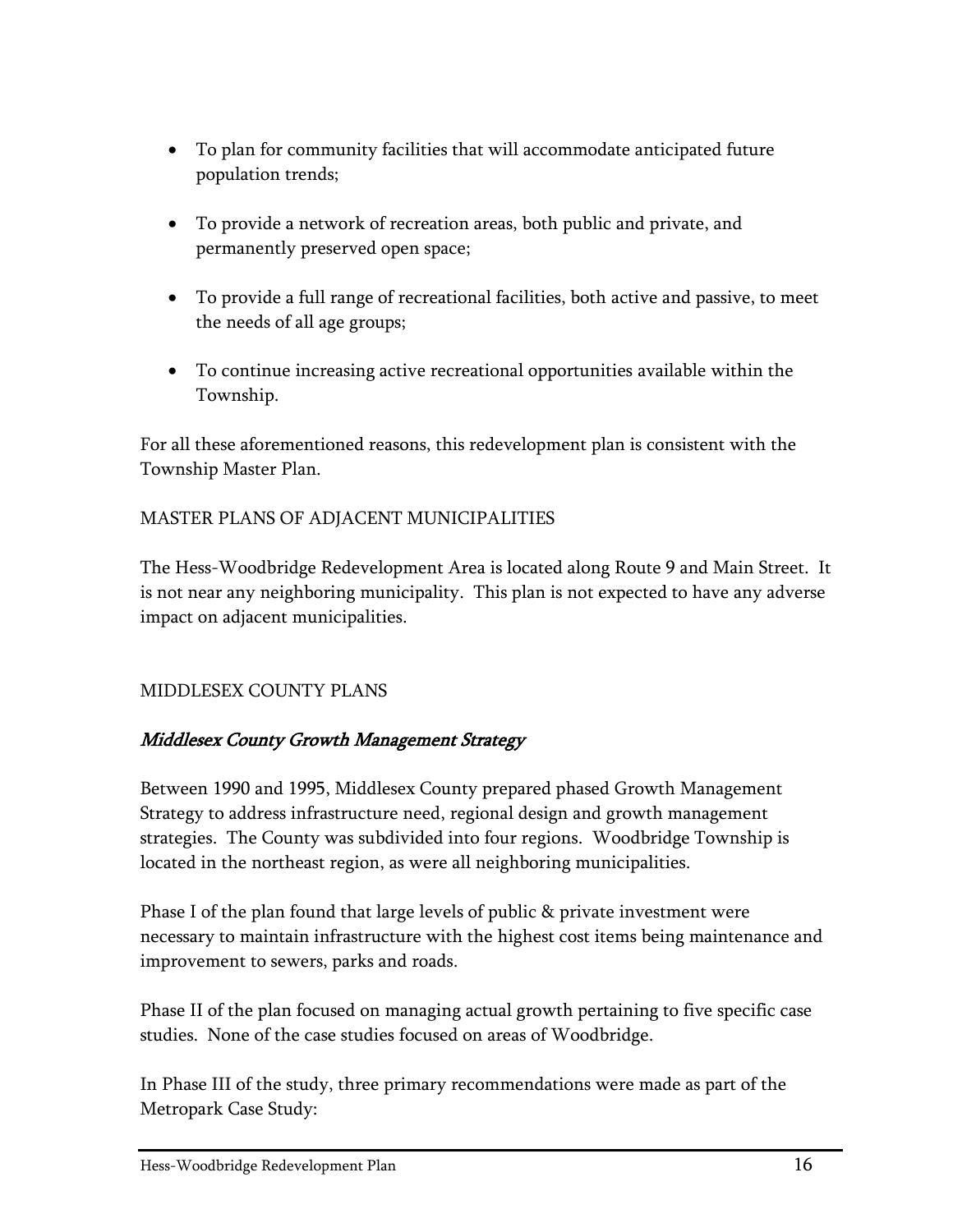- To plan for community facilities that will accommodate anticipated future population trends;

- To provide a network of recreation areas, both public and private, and permanently preserved open space;

- To provide a full range of recreational facilities, both active and passive, to meet the needs of all age groups;

- To continue increasing active recreational opportunities available within the Township.

For all these aforementioned reasons, this redevelopment plan is consistent with the Township Master Plan.

## MASTER PLANS OF ADJACENT MUNICIPALITIES

The Hess-Woodbridge Redevelopment Area is located along Route 9 and Main Street. It is not near any neighboring municipality. This plan is not expected to have any adverse impact on adjacent municipalities.

## MIDDLESEX COUNTY PLANS

### *Middlesex County Growth Management Strategy*

Between 1990 and 1995, Middlesex County prepared phased Growth Management Strategy to address infrastructure need, regional design and growth management strategies. The County was subdivided into four regions. Woodbridge Township is located in the northeast region, as were all neighboring municipalities.

Phase I of the plan found that large levels of public & private investment were necessary to maintain infrastructure with the highest cost items being maintenance and improvement to sewers, parks and roads.

Phase II of the plan focused on managing actual growth pertaining to five specific case studies. None of the case studies focused on areas of Woodbridge.

In Phase III of the study, three primary recommendations were made as part of the Metropark Case Study: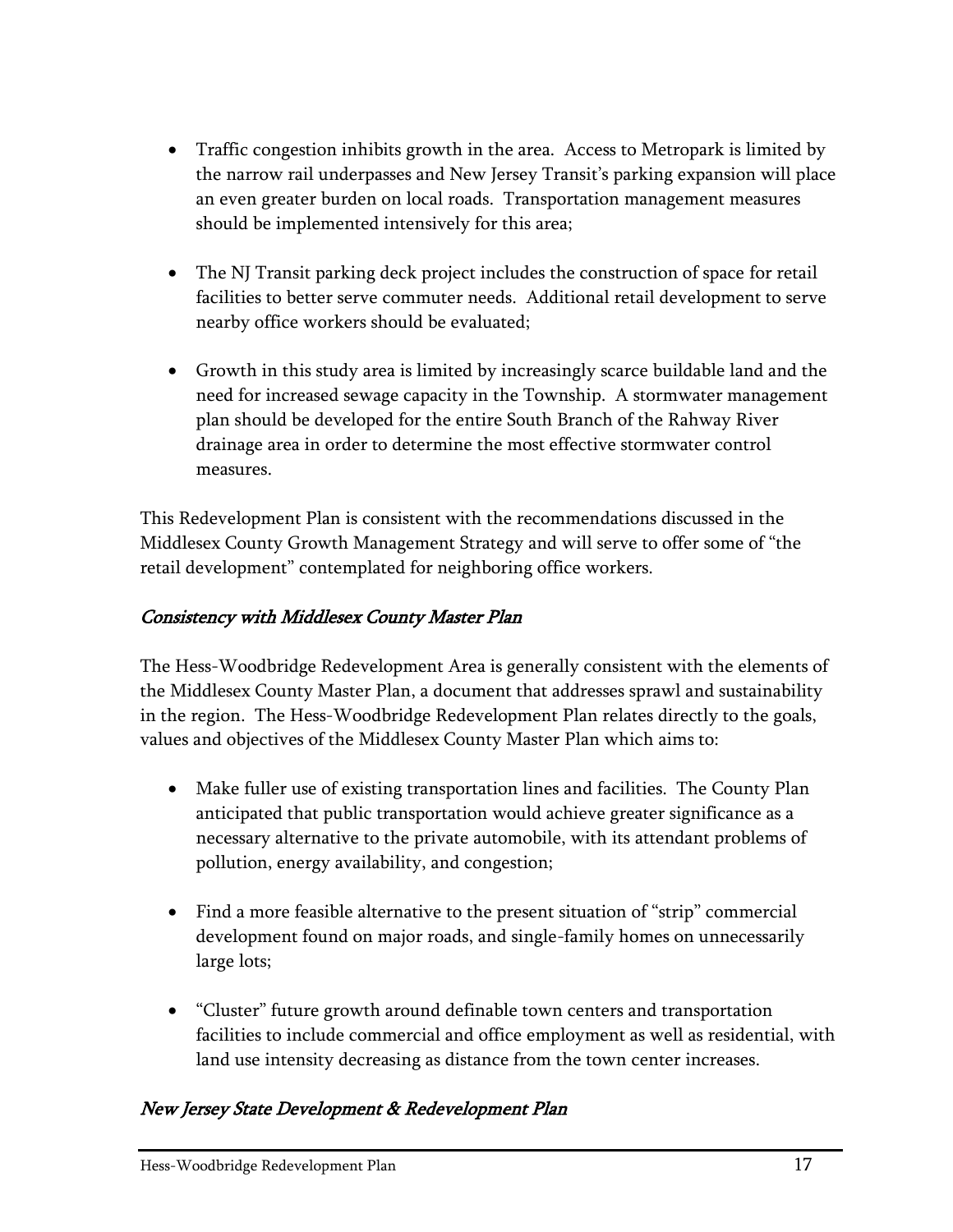- Traffic congestion inhibits growth in the area. Access to Metropark is limited by the narrow rail underpasses and New Jersey Transit's parking expansion will place an even greater burden on local roads. Transportation management measures should be implemented intensively for this area;

- The NJ Transit parking deck project includes the construction of space for retail facilities to better serve commuter needs. Additional retail development to serve nearby office workers should be evaluated;

- Growth in this study area is limited by increasingly scarce buildable land and the need for increased sewage capacity in the Township. A stormwater management plan should be developed for the entire South Branch of the Rahway River drainage area in order to determine the most effective stormwater control measures.

This Redevelopment Plan is consistent with the recommendations discussed in the Middlesex County Growth Management Strategy and will serve to offer some of "the retail development" contemplated for neighboring office workers.

### *Consistency with Middlesex County Master Plan*

The Hess-Woodbridge Redevelopment Area is generally consistent with the elements of the Middlesex County Master Plan, a document that addresses sprawl and sustainability in the region. The Hess-Woodbridge Redevelopment Plan relates directly to the goals, values and objectives of the Middlesex County Master Plan which aims to:

- Make fuller use of existing transportation lines and facilities. The County Plan anticipated that public transportation would achieve greater significance as a necessary alternative to the private automobile, with its attendant problems of pollution, energy availability, and congestion;

- Find a more feasible alternative to the present situation of "strip" commercial development found on major roads, and single-family homes on unnecessarily large lots;

- "Cluster" future growth around definable town centers and transportation facilities to include commercial and office employment as well as residential, with land use intensity decreasing as distance from the town center increases.

### *New Jersey State Development & Redevelopment Plan*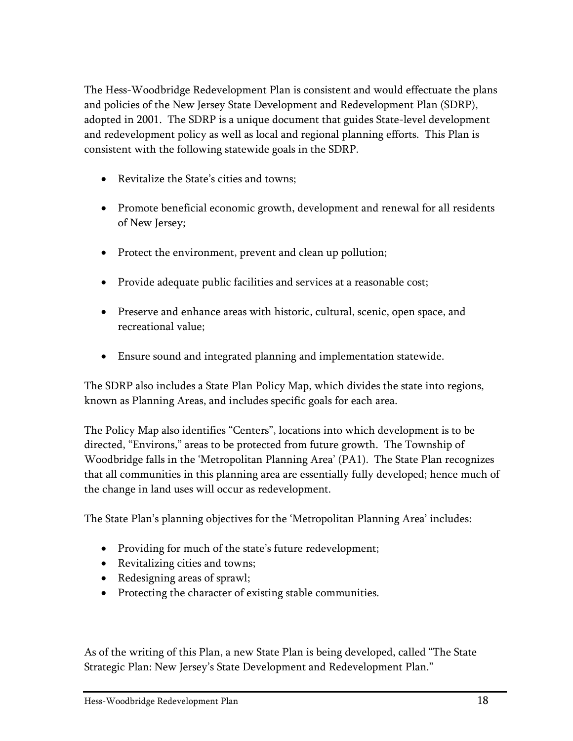The Hess-Woodbridge Redevelopment Plan is consistent and would effectuate the plans and policies of the New Jersey State Development and Redevelopment Plan (SDRP), adopted in 2001. The SDRP is a unique document that guides State-level development and redevelopment policy as well as local and regional planning efforts. This Plan is consistent with the following statewide goals in the SDRP.

- Revitalize the State's cities and towns;
- Promote beneficial economic growth, development and renewal for all residents of New Jersey;
- Protect the environment, prevent and clean up pollution;
- Provide adequate public facilities and services at a reasonable cost;
- Preserve and enhance areas with historic, cultural, scenic, open space, and recreational value;
- Ensure sound and integrated planning and implementation statewide.

The SDRP also includes a State Plan Policy Map, which divides the state into regions, known as Planning Areas, and includes specific goals for each area.

The Policy Map also identifies "Centers", locations into which development is to be directed, "Environs," areas to be protected from future growth. The Township of Woodbridge falls in the 'Metropolitan Planning Area' (PA1). The State Plan recognizes that all communities in this planning area are essentially fully developed; hence much of the change in land uses will occur as redevelopment.

The State Plan's planning objectives for the 'Metropolitan Planning Area' includes:

- Providing for much of the state's future redevelopment;
- Revitalizing cities and towns;
- Redesigning areas of sprawl;
- Protecting the character of existing stable communities.

As of the writing of this Plan, a new State Plan is being developed, called "The State Strategic Plan: New Jersey's State Development and Redevelopment Plan."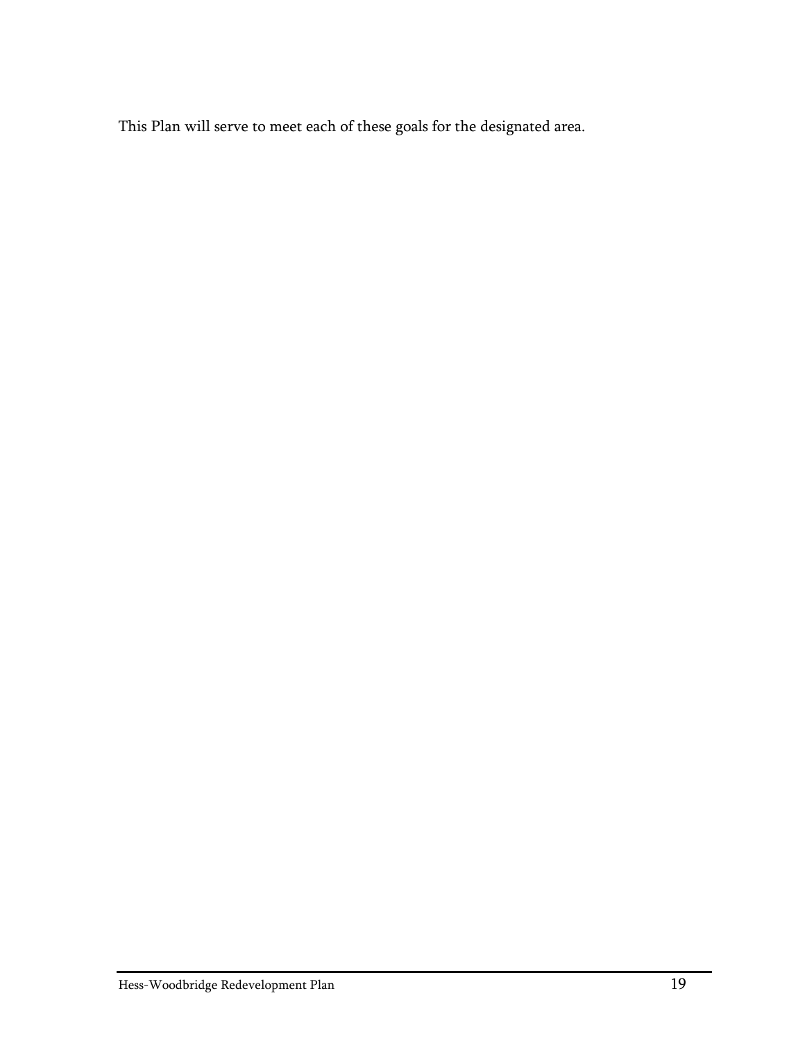This Plan will serve to meet each of these goals for the designated area.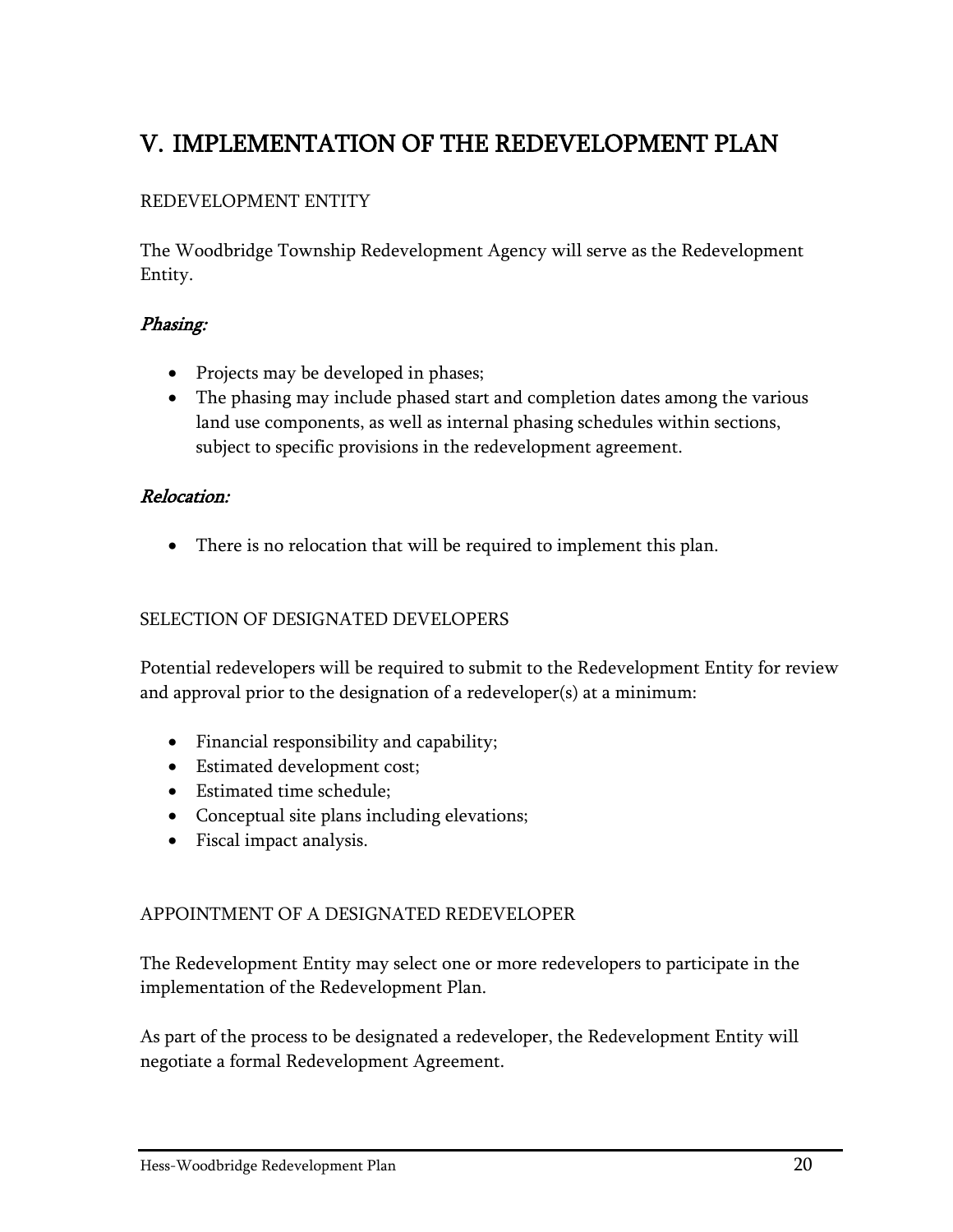# V. IMPLEMENTATION OF THE REDEVELOPMENT PLAN

REDEVELOPMENT ENTITY

The Woodbridge Township Redevelopment Agency will serve as the Redevelopment Entity.

### *Phasing:*

- Projects may be developed in phases;
- The phasing may include phased start and completion dates among the various land use components, as well as internal phasing schedules within sections, subject to specific provisions in the redevelopment agreement.

### *Relocation:*

- There is no relocation that will be required to implement this plan.

SELECTION OF DESIGNATED DEVELOPERS

Potential redevelopers will be required to submit to the Redevelopment Entity for review and approval prior to the designation of a redeveloper(s) at a minimum:

- Financial responsibility and capability;
- Estimated development cost;
- Estimated time schedule;
- Conceptual site plans including elevations;
- Fiscal impact analysis.

APPOINTMENT OF A DESIGNATED REDEVELOPER

The Redevelopment Entity may select one or more redevelopers to participate in the implementation of the Redevelopment Plan.

As part of the process to be designated a redeveloper, the Redevelopment Entity will negotiate a formal Redevelopment Agreement.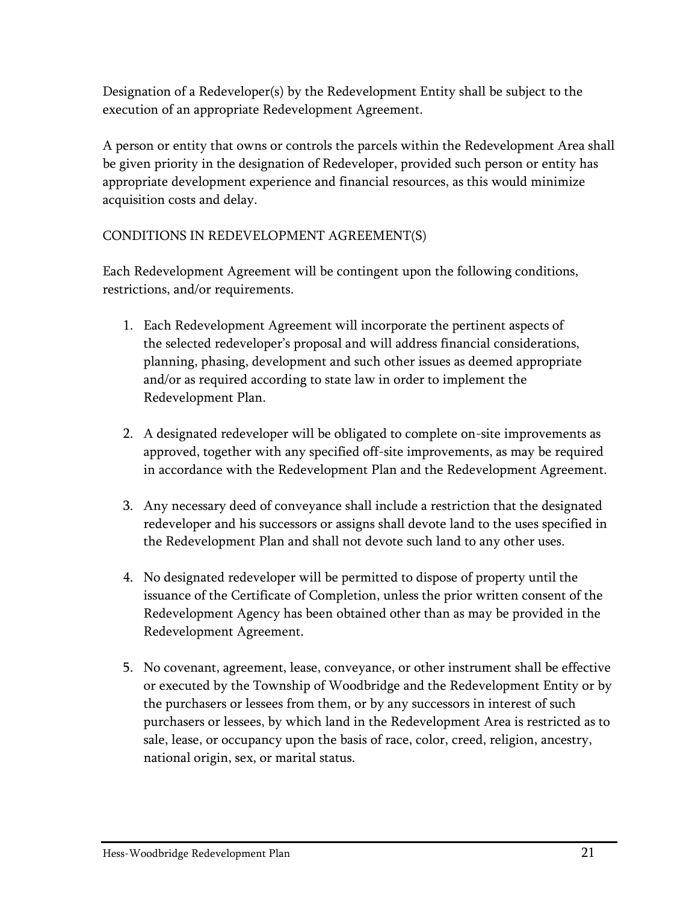Designation of a Redeveloper(s) by the Redevelopment Entity shall be subject to the execution of an appropriate Redevelopment Agreement.

A person or entity that owns or controls the parcels within the Redevelopment Area shall be given priority in the designation of Redeveloper, provided such person or entity has appropriate development experience and financial resources, as this would minimize acquisition costs and delay.

## CONDITIONS IN REDEVELOPMENT AGREEMENT(S)

Each Redevelopment Agreement will be contingent upon the following conditions, restrictions, and/or requirements.

1. Each Redevelopment Agreement will incorporate the pertinent aspects of the selected redeveloper's proposal and will address financial considerations, planning, phasing, development and such other issues as deemed appropriate and/or as required according to state law in order to implement the Redevelopment Plan.

2. A designated redeveloper will be obligated to complete on-site improvements as approved, together with any specified off-site improvements, as may be required in accordance with the Redevelopment Plan and the Redevelopment Agreement.

3. Any necessary deed of conveyance shall include a restriction that the designated redeveloper and his successors or assigns shall devote land to the uses specified in the Redevelopment Plan and shall not devote such land to any other uses.

4. No designated redeveloper will be permitted to dispose of property until the issuance of the Certificate of Completion, unless the prior written consent of the Redevelopment Agency has been obtained other than as may be provided in the Redevelopment Agreement.

5. No covenant, agreement, lease, conveyance, or other instrument shall be effective or executed by the Township of Woodbridge and the Redevelopment Entity or by the purchasers or lessees from them, or by any successors in interest of such purchasers or lessees, by which land in the Redevelopment Area is restricted as to sale, lease, or occupancy upon the basis of race, color, creed, religion, ancestry, national origin, sex, or marital status.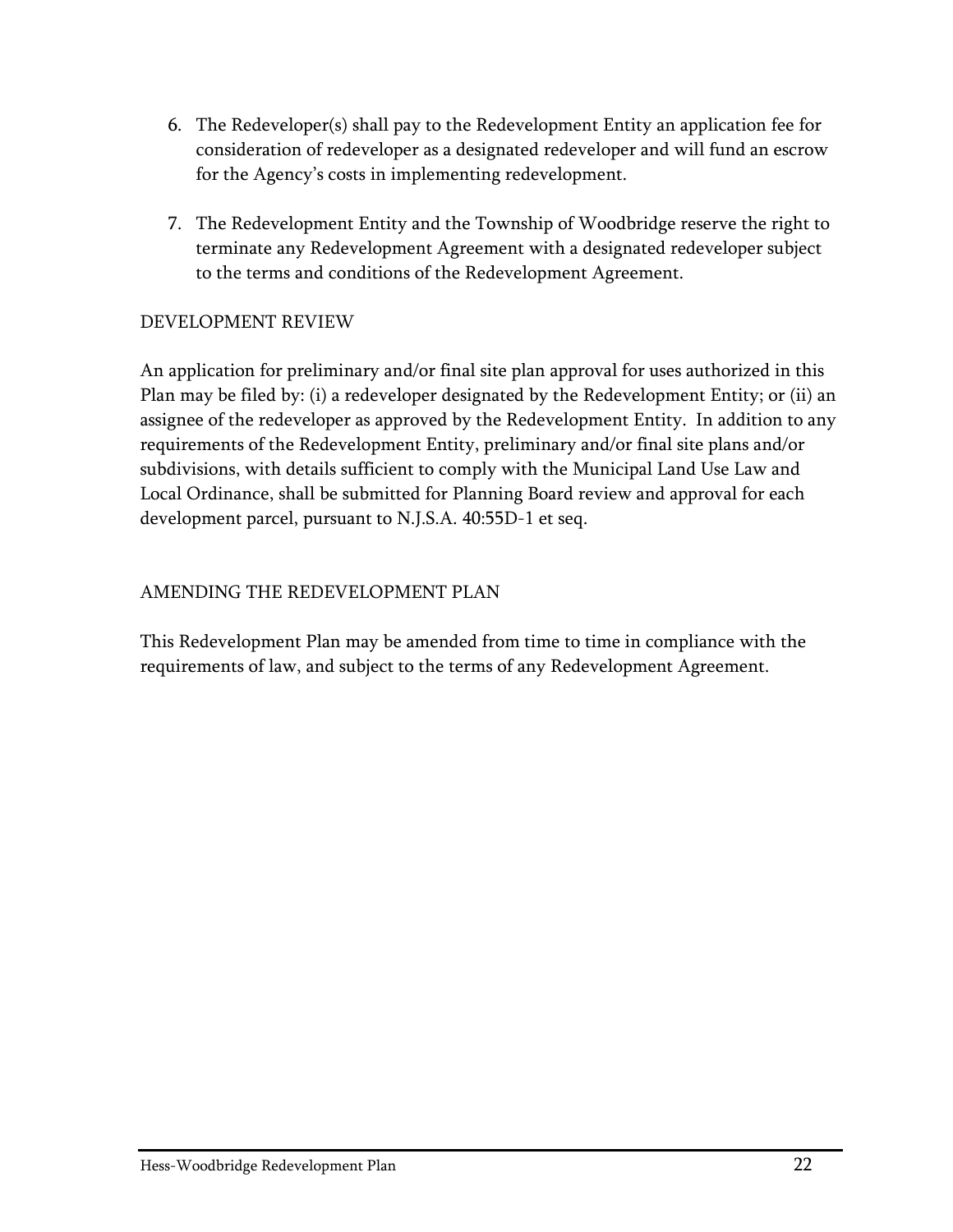6. The Redeveloper(s) shall pay to the Redevelopment Entity an application fee for consideration of redeveloper as a designated redeveloper and will fund an escrow for the Agency's costs in implementing redevelopment.

7. The Redevelopment Entity and the Township of Woodbridge reserve the right to terminate any Redevelopment Agreement with a designated redeveloper subject to the terms and conditions of the Redevelopment Agreement.

## DEVELOPMENT REVIEW

An application for preliminary and/or final site plan approval for uses authorized in this Plan may be filed by: (i) a redeveloper designated by the Redevelopment Entity; or (ii) an assignee of the redeveloper as approved by the Redevelopment Entity. In addition to any requirements of the Redevelopment Entity, preliminary and/or final site plans and/or subdivisions, with details sufficient to comply with the Municipal Land Use Law and Local Ordinance, shall be submitted for Planning Board review and approval for each development parcel, pursuant to N.J.S.A. 40:55D-1 et seq.

## AMENDING THE REDEVELOPMENT PLAN

This Redevelopment Plan may be amended from time to time in compliance with the requirements of law, and subject to the terms of any Redevelopment Agreement.